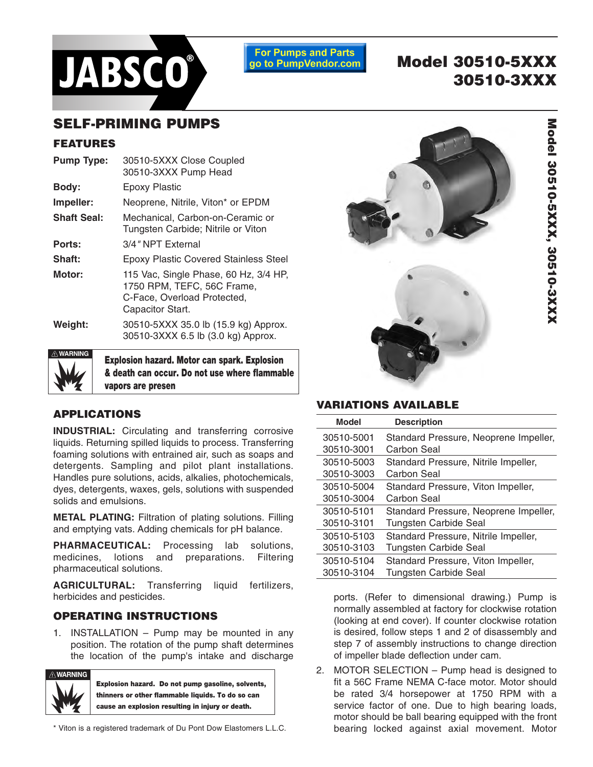# JABSCO®

For Pumps and Parts go to PumpVendor.com

# Model 30510-5XXX 30510-3XXX

## SELF-PRIMING PUMPS

### FEATURES

| | |
|---|---|
| **Pump Type:** | 30510-5XXX Close Coupled<br>30510-3XXX Pump Head |
| **Body:** | Epoxy Plastic |
| **Impeller:** | Neoprene, Nitrile, Viton* or EPDM |
| **Shaft Seal:** | Mechanical, Carbon-on-Ceramic or Tungsten Carbide; Nitrile or Viton |
| **Ports:** | 3/4″ NPT External |
| **Shaft:** | Epoxy Plastic Covered Stainless Steel |
| **Motor:** | 115 Vac, Single Phase, 60 Hz, 3/4 HP, 1750 RPM, TEFC, 56C Frame, C-Face, Overload Protected, Capacitor Start. |
| **Weight:** | 30510-5XXX 35.0 lb (15.9 kg) Approx.<br>30510-3XXX 6.5 lb (3.0 kg) Approx. |

⚠ WARNING

**Explosion hazard. Motor can spark. Explosion & death can occur. Do not use where flammable vapors are presen**

### APPLICATIONS

**INDUSTRIAL:** Circulating and transferring corrosive liquids. Returning spilled liquids to process. Transferring foaming solutions with entrained air, such as soaps and detergents. Sampling and pilot plant installations. Handles pure solutions, acids, alkalies, photochemicals, dyes, detergents, waxes, gels, solutions with suspended solids and emulsions.

**METAL PLATING:** Filtration of plating solutions. Filling and emptying vats. Adding chemicals for pH balance.

**PHARMACEUTICAL:** Processing lab solutions, medicines, lotions and preparations. Filtering pharmaceutical solutions.

**AGRICULTURAL:** Transferring liquid fertilizers, herbicides and pesticides.

### OPERATING INSTRUCTIONS

1. INSTALLATION – Pump may be mounted in any position. The rotation of the pump shaft determines the location of the pump's intake and discharge ports. (Refer to dimensional drawing.) Pump is normally assembled at factory for clockwise rotation (looking at end cover). If counter clockwise rotation is desired, follow steps 1 and 2 of disassembly and step 7 of assembly instructions to change direction of impeller blade deflection under cam.

⚠ WARNING

**Explosion hazard. Do not pump gasoline, solvents, thinners or other flammable liquids. To do so can cause an explosion resulting in injury or death.**

2. MOTOR SELECTION – Pump head is designed to fit a 56C Frame NEMA C-face motor. Motor should be rated 3/4 horsepower at 1750 RPM with a service factor of one. Due to high bearing loads, motor should be ball bearing equipped with the front bearing locked against axial movement. Motor

### VARIATIONS AVAILABLE

| Model | Description |
|---|---|
| 30510-5001<br>30510-3001 | Standard Pressure, Neoprene Impeller, Carbon Seal |
| 30510-5003<br>30510-3003 | Standard Pressure, Nitrile Impeller, Carbon Seal |
| 30510-5004<br>30510-3004 | Standard Pressure, Viton Impeller, Carbon Seal |
| 30510-5101<br>30510-3101 | Standard Pressure, Neoprene Impeller, Tungsten Carbide Seal |
| 30510-5103<br>30510-3103 | Standard Pressure, Nitrile Impeller, Tungsten Carbide Seal |
| 30510-5104<br>30510-3104 | Standard Pressure, Viton Impeller, Tungsten Carbide Seal |

\* Viton is a registered trademark of Du Pont Dow Elastomers L.L.C.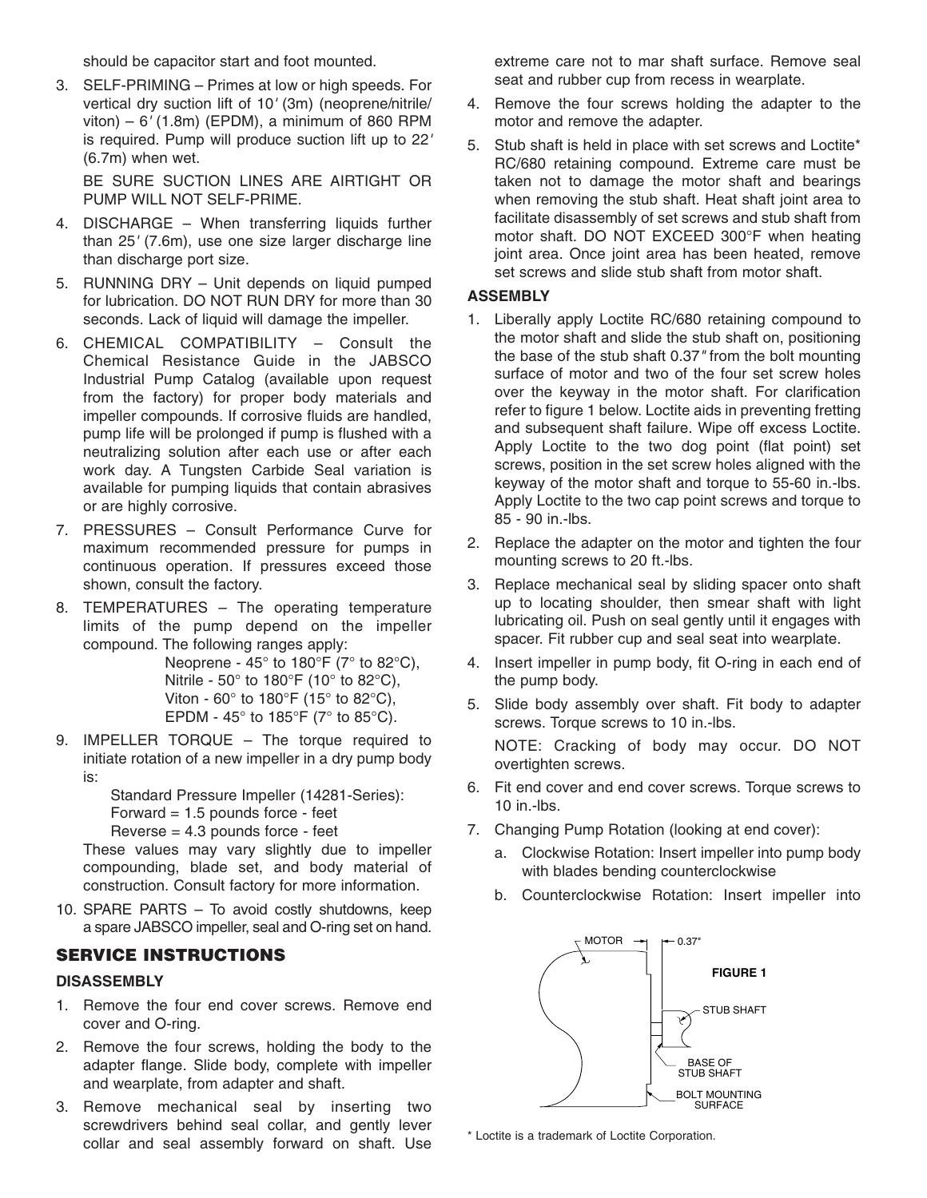should be capacitor start and foot mounted.

3. SELF-PRIMING – Primes at low or high speeds. For vertical dry suction lift of 10′ (3m) (neoprene/nitrile/viton) – 6′ (1.8m) (EPDM), a minimum of 860 RPM is required. Pump will produce suction lift up to 22′ (6.7m) when wet.

   BE SURE SUCTION LINES ARE AIRTIGHT OR PUMP WILL NOT SELF-PRIME.

4. DISCHARGE – When transferring liquids further than 25′ (7.6m), use one size larger discharge line than discharge port size.

5. RUNNING DRY – Unit depends on liquid pumped for lubrication. DO NOT RUN DRY for more than 30 seconds. Lack of liquid will damage the impeller.

6. CHEMICAL COMPATIBILITY – Consult the Chemical Resistance Guide in the JABSCO Industrial Pump Catalog (available upon request from the factory) for proper body materials and impeller compounds. If corrosive fluids are handled, pump life will be prolonged if pump is flushed with a neutralizing solution after each use or after each work day. A Tungsten Carbide Seal variation is available for pumping liquids that contain abrasives or are highly corrosive.

7. PRESSURES – Consult Performance Curve for maximum recommended pressure for pumps in continuous operation. If pressures exceed those shown, consult the factory.

8. TEMPERATURES – The operating temperature limits of the pump depend on the impeller compound. The following ranges apply:

   Neoprene - 45° to 180°F (7° to 82°C),
   Nitrile - 50° to 180°F (10° to 82°C),
   Viton - 60° to 180°F (15° to 82°C),
   EPDM - 45° to 185°F (7° to 85°C).

9. IMPELLER TORQUE – The torque required to initiate rotation of a new impeller in a dry pump body is:

   Standard Pressure Impeller (14281-Series):
   Forward = 1.5 pounds force - feet
   Reverse = 4.3 pounds force - feet

   These values may vary slightly due to impeller compounding, blade set, and body material of construction. Consult factory for more information.

10. SPARE PARTS – To avoid costly shutdowns, keep a spare JABSCO impeller, seal and O-ring set on hand.

## SERVICE INSTRUCTIONS

### DISASSEMBLY

1. Remove the four end cover screws. Remove end cover and O-ring.
2. Remove the four screws, holding the body to the adapter flange. Slide body, complete with impeller and wearplate, from adapter and shaft.
3. Remove mechanical seal by inserting two screwdrivers behind seal collar, and gently lever collar and seal assembly forward on shaft. Use extreme care not to mar shaft surface. Remove seal seat and rubber cup from recess in wearplate.
4. Remove the four screws holding the adapter to the motor and remove the adapter.
5. Stub shaft is held in place with set screws and Loctite* RC/680 retaining compound. Extreme care must be taken not to damage the motor shaft and bearings when removing the stub shaft. Heat shaft joint area to facilitate disassembly of set screws and stub shaft from motor shaft. DO NOT EXCEED 300°F when heating joint area. Once joint area has been heated, remove set screws and slide stub shaft from motor shaft.

### ASSEMBLY

1. Liberally apply Loctite RC/680 retaining compound to the motor shaft and slide the stub shaft on, positioning the base of the stub shaft 0.37″ from the bolt mounting surface of motor and two of the four set screw holes over the keyway in the motor shaft. For clarification refer to figure 1 below. Loctite aids in preventing fretting and subsequent shaft failure. Wipe off excess Loctite. Apply Loctite to the two dog point (flat point) set screws, position in the set screw holes aligned with the keyway of the motor shaft and torque to 55-60 in.-lbs. Apply Loctite to the two cap point screws and torque to 85 - 90 in.-lbs.
2. Replace the adapter on the motor and tighten the four mounting screws to 20 ft.-lbs.
3. Replace mechanical seal by sliding spacer onto shaft up to locating shoulder, then smear shaft with light lubricating oil. Push on seal gently until it engages with spacer. Fit rubber cup and seal seat into wearplate.
4. Insert impeller in pump body, fit O-ring in each end of the pump body.
5. Slide body assembly over shaft. Fit body to adapter screws. Torque screws to 10 in.-lbs.

   NOTE: Cracking of body may occur. DO NOT overtighten screws.

6. Fit end cover and end cover screws. Torque screws to 10 in.-lbs.
7. Changing Pump Rotation (looking at end cover):
   a. Clockwise Rotation: Insert impeller into pump body with blades bending counterclockwise
   b. Counterclockwise Rotation: Insert impeller into

MOTOR — 0.37″ — STUB SHAFT — BASE OF STUB SHAFT — BOLT MOUNTING SURFACE

FIGURE 1

\* Loctite is a trademark of Loctite Corporation.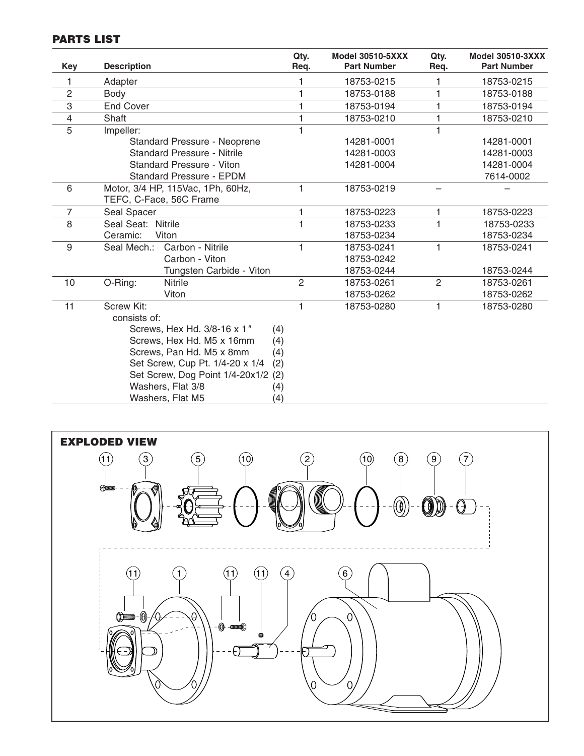## PARTS LIST

| Key | Description | Qty. Req. | Model 30510-5XXX Part Number | Qty. Req. | Model 30510-3XXX Part Number |
|---|---|---|---|---|---|
| 1 | Adapter | 1 | 18753-0215 | 1 | 18753-0215 |
| 2 | Body | 1 | 18753-0188 | 1 | 18753-0188 |
| 3 | End Cover | 1 | 18753-0194 | 1 | 18753-0194 |
| 4 | Shaft | 1 | 18753-0210 | 1 | 18753-0210 |
| 5 | Impeller: | 1 | | 1 | |
| | Standard Pressure - Neoprene | | 14281-0001 | | 14281-0001 |
| | Standard Pressure - Nitrile | | 14281-0003 | | 14281-0003 |
| | Standard Pressure - Viton | | 14281-0004 | | 14281-0004 |
| | Standard Pressure - EPDM | | | | 7614-0002 |
| 6 | Motor, 3/4 HP, 115Vac, 1Ph, 60Hz, TEFC, C-Face, 56C Frame | 1 | 18753-0219 | – | – |
| 7 | Seal Spacer | 1 | 18753-0223 | 1 | 18753-0223 |
| 8 | Seal Seat: Nitrile | 1 | 18753-0233 | 1 | 18753-0233 |
| | Ceramic: Viton | | 18753-0234 | | 18753-0234 |
| 9 | Seal Mech.: Carbon - Nitrile | 1 | 18753-0241 | 1 | 18753-0241 |
| | Carbon - Viton | | 18753-0242 | | |
| | Tungsten Carbide - Viton | | 18753-0244 | | 18753-0244 |
| 10 | O-Ring: Nitrile | 2 | 18753-0261 | 2 | 18753-0261 |
| | Viton | | 18753-0262 | | 18753-0262 |
| 11 | Screw Kit: | 1 | 18753-0280 | 1 | 18753-0280 |
| | consists of: | | | | |
| | Screws, Hex Hd. 3/8-16 x 1" (4) | | | | |
| | Screws, Hex Hd. M5 x 16mm (4) | | | | |
| | Screws, Pan Hd. M5 x 8mm (4) | | | | |
| | Set Screw, Cup Pt. 1/4-20 x 1/4 (2) | | | | |
| | Set Screw, Dog Point 1/4-20x1/2 (2) | | | | |
| | Washers, Flat 3/8 (4) | | | | |
| | Washers, Flat M5 (4) | | | | |

## EXPLODED VIEW

11 3 5 10 2 10 8 9 7

11 1 11 11 4 6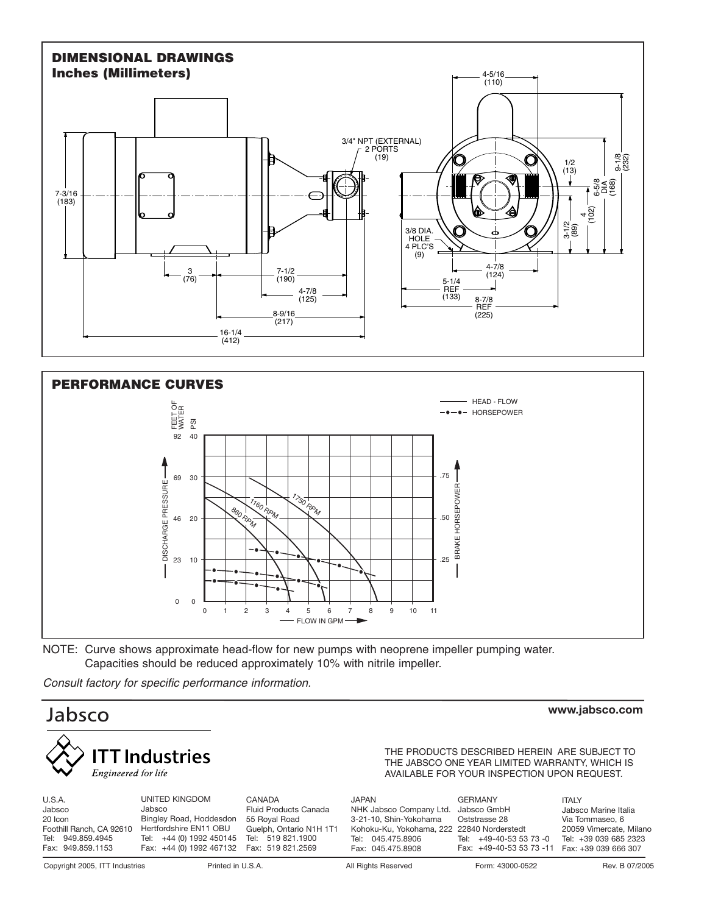## DIMENSIONAL DRAWINGS
### Inches (Millimeters)

3/4" NPT (EXTERNAL)
2 PORTS
(19)

7-3/16
(183)

3
(76)

7-1/2
(190)

4-7/8
(125)

8-9/16
(217)

16-1/4
(412)

4-5/16
(110)

1/2
(13)

9-1/8
(232)

6-5/8
DIA
(168)

4
(102)

3-1/2
(89)

3/8 DIA.
HOLE
4 PLC'S
(9)

4-7/8
(124)

5-1/4
REF
(133)

8-7/8
REF
(225)

## PERFORMANCE CURVES

HEAD - FLOW
HORSEPOWER

DISCHARGE PRESSURE
FEET OF WATER: 0, 23, 46, 69, 92
PSI: 0, 10, 20, 30, 40

BRAKE HORSEPOWER: .25, .50, .75

860 RPM
1160 RPM
1750 RPM

FLOW IN GPM: 0, 1, 2, 3, 4, 5, 6, 7, 8, 9, 10, 11

NOTE: Curve shows approximate head-flow for new pumps with neoprene impeller pumping water. Capacities should be reduced approximately 10% with nitrile impeller.

*Consult factory for specific performance information.*

Jabsco

**www.jabsco.com**

ITT Industries
*Engineered for life*

THE PRODUCTS DESCRIBED HEREIN ARE SUBJECT TO THE JABSCO ONE YEAR LIMITED WARRANTY, WHICH IS AVAILABLE FOR YOUR INSPECTION UPON REQUEST.

U.S.A.
Jabsco
20 Icon
Foothill Ranch, CA 92610
Tel: 949.859.4945
Fax: 949.859.1153

UNITED KINGDOM
Jabsco
Bingley Road, Hoddesdon
Hertfordshire EN11 OBU
Tel: +44 (0) 1992 450145
Fax: +44 (0) 1992 467132

CANADA
Fluid Products Canada
55 Royal Road
Guelph, Ontario N1H 1T1
Tel: 519 821.1900
Fax: 519 821.2569

JAPAN
NHK Jabsco Company Ltd.
3-21-10, Shin-Yokohama
Kohoku-Ku, Yokohama, 222
Tel: 045.475.8906
Fax: 045.475.8908

GERMANY
Jabsco GmbH
Oststrasse 28
22840 Norderstedt
Tel: +49-40-53 53 73 -0
Fax: +49-40-53 53 73 -11

ITALY
Jabsco Marine Italia
Via Tommaseo, 6
20059 Vimercate, Milano
Tel: +39 039 685 2323
Fax: +39 039 666 307

Copyright 2005, ITT Industries    Printed in U.S.A.    All Rights Reserved    Form: 43000-0522    Rev. B 07/2005